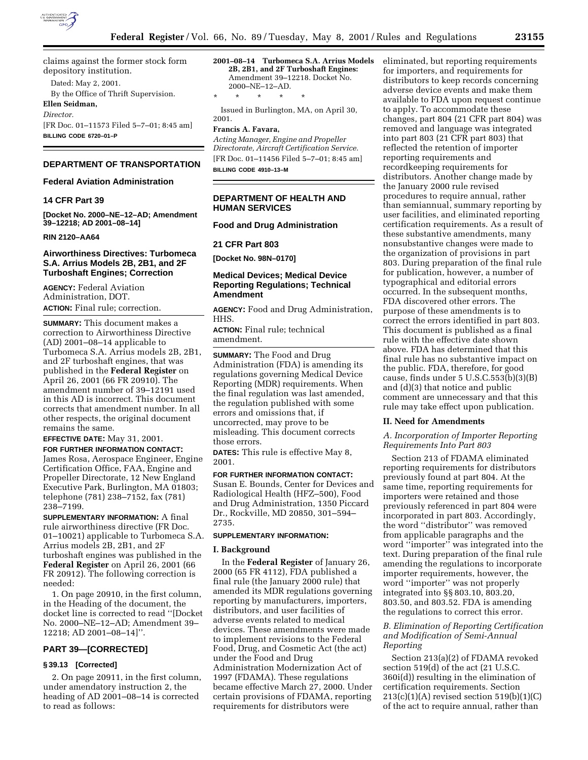claims against the former stock form depository institution.

Dated: May 2, 2001.

By the Office of Thrift Supervision.

**Ellen Seidman,**

*Director.*

[FR Doc. 01–11573 Filed 5–7–01; 8:45 am]

**BILLING CODE 6720–01–P**

## DEPARTMENT OF TRANSPORTATION

### Federal Aviation Administration

### 14 CFR Part 39

**[Docket No. 2000–NE–12–AD; Amendment 39–12218; AD 2001–08–14]**

**RIN 2120–AA64**

## Airworthiness Directives: Turbomeca S.A. Arrius Models 2B, 2B1, and 2F Turboshaft Engines; Correction

**AGENCY:** Federal Aviation Administration, DOT.

**ACTION:** Final rule; correction.

**SUMMARY:** This document makes a correction to Airworthiness Directive (AD) 2001–08–14 applicable to Turbomeca S.A. Arrius models 2B, 2B1, and 2F turboshaft engines, that was published in the **Federal Register** on April 26, 2001 (66 FR 20910). The amendment number of 39–12191 used in this AD is incorrect. This document corrects that amendment number. In all other respects, the original document remains the same.

**EFFECTIVE DATE:** May 31, 2001.

**FOR FURTHER INFORMATION CONTACT:** James Rosa, Aerospace Engineer, Engine Certification Office, FAA, Engine and Propeller Directorate, 12 New England Executive Park, Burlington, MA 01803; telephone (781) 238–7152, fax (781) 238–7199.

**SUPPLEMENTARY INFORMATION:** A final rule airworthiness directive (FR Doc. 01–10021) applicable to Turbomeca S.A. Arrius models 2B, 2B1, and 2F turboshaft engines was published in the **Federal Register** on April 26, 2001 (66 FR 20912). The following correction is needed:

1. On page 20910, in the first column, in the Heading of the document, the docket line is corrected to read ''[Docket No. 2000–NE–12–AD; Amendment 39–12218; AD 2001–08–14]''.

### PART 39—[CORRECTED]

#### § 39.13 [Corrected]

2. On page 20911, in the first column, under amendatory instruction 2, the heading of AD 2001–08–14 is corrected to read as follows:

**2001–08–14 Turbomeca S.A. Arrius Models 2B, 2B1, and 2F Turboshaft Engines:** Amendment 39–12218. Docket No. 2000–NE–12–AD.

\* \* \* \* \*

Issued in Burlington, MA, on April 30, 2001.

**Francis A. Favara,**

*Acting Manager, Engine and Propeller Directorate, Aircraft Certification Service.*

[FR Doc. 01–11456 Filed 5–7–01; 8:45 am]

**BILLING CODE 4910–13–M**

## DEPARTMENT OF HEALTH AND HUMAN SERVICES

### Food and Drug Administration

### 21 CFR Part 803

**[Docket No. 98N–0170]**

## Medical Devices; Medical Device Reporting Regulations; Technical Amendment

**AGENCY:** Food and Drug Administration, HHS.

**ACTION:** Final rule; technical amendment.

**SUMMARY:** The Food and Drug Administration (FDA) is amending its regulations governing Medical Device Reporting (MDR) requirements. When the final regulation was last amended, the regulation published with some errors and omissions that, if uncorrected, may prove to be misleading. This document corrects those errors.

**DATES:** This rule is effective May 8, 2001.

**FOR FURTHER INFORMATION CONTACT:** Susan E. Bounds, Center for Devices and Radiological Health (HFZ–500), Food and Drug Administration, 1350 Piccard Dr., Rockville, MD 20850, 301–594–2735.

**SUPPLEMENTARY INFORMATION:**

### I. Background

In the **Federal Register** of January 26, 2000 (65 FR 4112), FDA published a final rule (the January 2000 rule) that amended its MDR regulations governing reporting by manufacturers, importers, distributors, and user facilities of adverse events related to medical devices. These amendments were made to implement revisions to the Federal Food, Drug, and Cosmetic Act (the act) under the Food and Drug Administration Modernization Act of 1997 (FDAMA). These regulations became effective March 27, 2000. Under certain provisions of FDAMA, reporting requirements for distributors were eliminated, but reporting requirements for importers, and requirements for distributors to keep records concerning adverse device events and make them available to FDA upon request continue to apply. To accommodate these changes, part 804 (21 CFR part 804) was removed and language was integrated into part 803 (21 CFR part 803) that reflected the retention of importer reporting requirements and recordkeeping requirements for distributors. Another change made by the January 2000 rule revised procedures to require annual, rather than semiannual, summary reporting by user facilities, and eliminated reporting certification requirements. As a result of these substantive amendments, many nonsubstantive changes were made to the organization of provisions in part 803. During preparation of the final rule for publication, however, a number of typographical and editorial errors occurred. In the subsequent months, FDA discovered other errors. The purpose of these amendments is to correct the errors identified in part 803. This document is published as a final rule with the effective date shown above. FDA has determined that this final rule has no substantive impact on the public. FDA, therefore, for good cause, finds under 5 U.S.C.553(b)(3)(B) and (d)(3) that notice and public comment are unnecessary and that this rule may take effect upon publication.

### II. Need for Amendments

#### *A. Incorporation of Importer Reporting Requirements Into Part 803*

Section 213 of FDAMA eliminated reporting requirements for distributors previously found at part 804. At the same time, reporting requirements for importers were retained and those previously referenced in part 804 were incorporated in part 803. Accordingly, the word ''distributor'' was removed from applicable paragraphs and the word ''importer'' was integrated into the text. During preparation of the final rule amending the regulations to incorporate importer requirements, however, the word ''importer'' was not properly integrated into §§ 803.10, 803.20, 803.50, and 803.52. FDA is amending the regulations to correct this error.

#### *B. Elimination of Reporting Certification and Modification of Semi-Annual Reporting*

Section 213(a)(2) of FDAMA revoked section 519(d) of the act (21 U.S.C. 360i(d)) resulting in the elimination of certification requirements. Section 213(c)(1)(A) revised section 519(b)(1)(C) of the act to require annual, rather than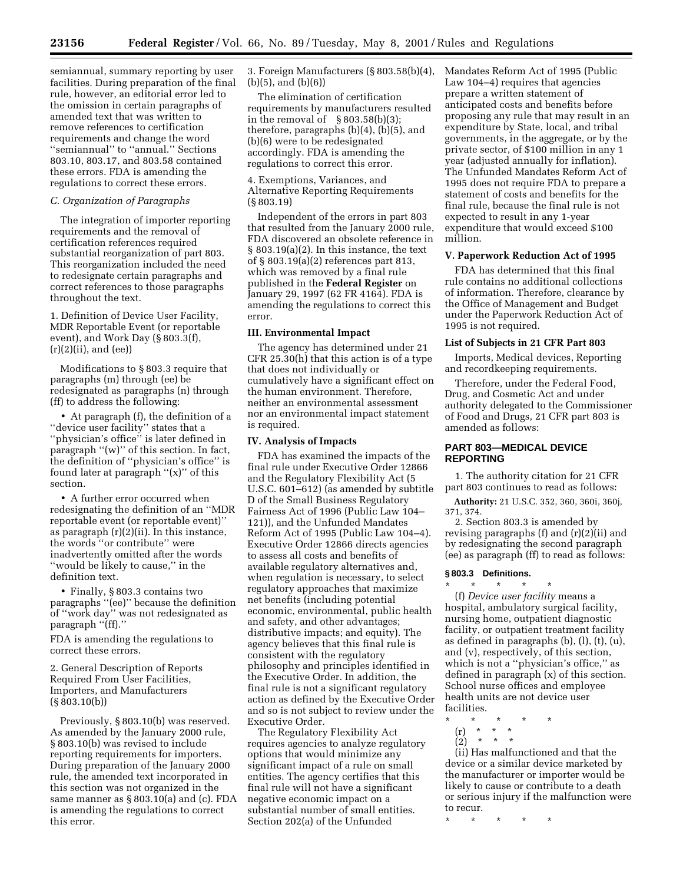semiannual, summary reporting by user facilities. During preparation of the final rule, however, an editorial error led to the omission in certain paragraphs of amended text that was written to remove references to certification requirements and change the word ''semiannual'' to ''annual.'' Sections 803.10, 803.17, and 803.58 contained these errors. FDA is amending the regulations to correct these errors.

*C. Organization of Paragraphs*

The integration of importer reporting requirements and the removal of certification references required substantial reorganization of part 803. This reorganization included the need to redesignate certain paragraphs and correct references to those paragraphs throughout the text.

1. Definition of Device User Facility, MDR Reportable Event (or reportable event), and Work Day (§ 803.3(f), (r)(2)(ii), and (ee))

Modifications to § 803.3 require that paragraphs (m) through (ee) be redesignated as paragraphs (n) through (ff) to address the following:

• At paragraph (f), the definition of a ''device user facility'' states that a ''physician's office'' is later defined in paragraph ''(w)'' of this section. In fact, the definition of ''physician's office'' is found later at paragraph ''(x)'' of this section.

• A further error occurred when redesignating the definition of an ''MDR reportable event (or reportable event)'' as paragraph (r)(2)(ii). In this instance, the words ''or contribute'' were inadvertently omitted after the words ''would be likely to cause,'' in the definition text.

• Finally, § 803.3 contains two paragraphs ''(ee)'' because the definition of ''work day'' was not redesignated as paragraph ''(ff).''

FDA is amending the regulations to correct these errors.

2. General Description of Reports Required From User Facilities, Importers, and Manufacturers (§ 803.10(b))

Previously, § 803.10(b) was reserved. As amended by the January 2000 rule, § 803.10(b) was revised to include reporting requirements for importers. During preparation of the January 2000 rule, the amended text incorporated in this section was not organized in the same manner as § 803.10(a) and (c). FDA is amending the regulations to correct this error.

3. Foreign Manufacturers (§ 803.58(b)(4), (b)(5), and (b)(6))

The elimination of certification requirements by manufacturers resulted in the removal of § 803.58(b)(3); therefore, paragraphs (b)(4), (b)(5), and (b)(6) were to be redesignated accordingly. FDA is amending the regulations to correct this error.

4. Exemptions, Variances, and Alternative Reporting Requirements (§ 803.19)

Independent of the errors in part 803 that resulted from the January 2000 rule, FDA discovered an obsolete reference in § 803.19(a)(2). In this instance, the text of § 803.19(a)(2) references part 813, which was removed by a final rule published in the **Federal Register** on January 29, 1997 (62 FR 4164). FDA is amending the regulations to correct this error.

## III. Environmental Impact

The agency has determined under 21 CFR 25.30(h) that this action is of a type that does not individually or cumulatively have a significant effect on the human environment. Therefore, neither an environmental assessment nor an environmental impact statement is required.

## IV. Analysis of Impacts

FDA has examined the impacts of the final rule under Executive Order 12866 and the Regulatory Flexibility Act (5 U.S.C. 601–612) (as amended by subtitle D of the Small Business Regulatory Fairness Act of 1996 (Public Law 104–121)), and the Unfunded Mandates Reform Act of 1995 (Public Law 104–4). Executive Order 12866 directs agencies to assess all costs and benefits of available regulatory alternatives and, when regulation is necessary, to select regulatory approaches that maximize net benefits (including potential economic, environmental, public health and safety, and other advantages; distributive impacts; and equity). The agency believes that this final rule is consistent with the regulatory philosophy and principles identified in the Executive Order. In addition, the final rule is not a significant regulatory action as defined by the Executive Order and so is not subject to review under the Executive Order.

The Regulatory Flexibility Act requires agencies to analyze regulatory options that would minimize any significant impact of a rule on small entities. The agency certifies that this final rule will not have a significant negative economic impact on a substantial number of small entities. Section 202(a) of the Unfunded Mandates Reform Act of 1995 (Public Law 104–4) requires that agencies prepare a written statement of anticipated costs and benefits before proposing any rule that may result in an expenditure by State, local, and tribal governments, in the aggregate, or by the private sector, of $100 million in any 1 year (adjusted annually for inflation). The Unfunded Mandates Reform Act of 1995 does not require FDA to prepare a statement of costs and benefits for the final rule, because the final rule is not expected to result in any 1-year expenditure that would exceed $100 million.

## V. Paperwork Reduction Act of 1995

FDA has determined that this final rule contains no additional collections of information. Therefore, clearance by the Office of Management and Budget under the Paperwork Reduction Act of 1995 is not required.

### List of Subjects in 21 CFR Part 803

Imports, Medical devices, Reporting and recordkeeping requirements.

Therefore, under the Federal Food, Drug, and Cosmetic Act and under authority delegated to the Commissioner of Food and Drugs, 21 CFR part 803 is amended as follows:

## PART 803—MEDICAL DEVICE REPORTING

1. The authority citation for 21 CFR part 803 continues to read as follows:

**Authority:** 21 U.S.C. 352, 360, 360i, 360j, 371, 374.

2. Section 803.3 is amended by revising paragraphs (f) and (r)(2)(ii) and by redesignating the second paragraph (ee) as paragraph (ff) to read as follows:

### § 803.3 Definitions.

\* \* \* \* \*

(f) *Device user facility* means a hospital, ambulatory surgical facility, nursing home, outpatient diagnostic facility, or outpatient treatment facility as defined in paragraphs (b), (l), (t), (u), and (v), respectively, of this section, which is not a ''physician's office,'' as defined in paragraph (x) of this section. School nurse offices and employee health units are not device user facilities.

\* \* \* \* \*

(r) \* \* \*

(2) \* \* \*

(ii) Has malfunctioned and that the device or a similar device marketed by the manufacturer or importer would be likely to cause or contribute to a death or serious injury if the malfunction were to recur.

\* \* \* \* \*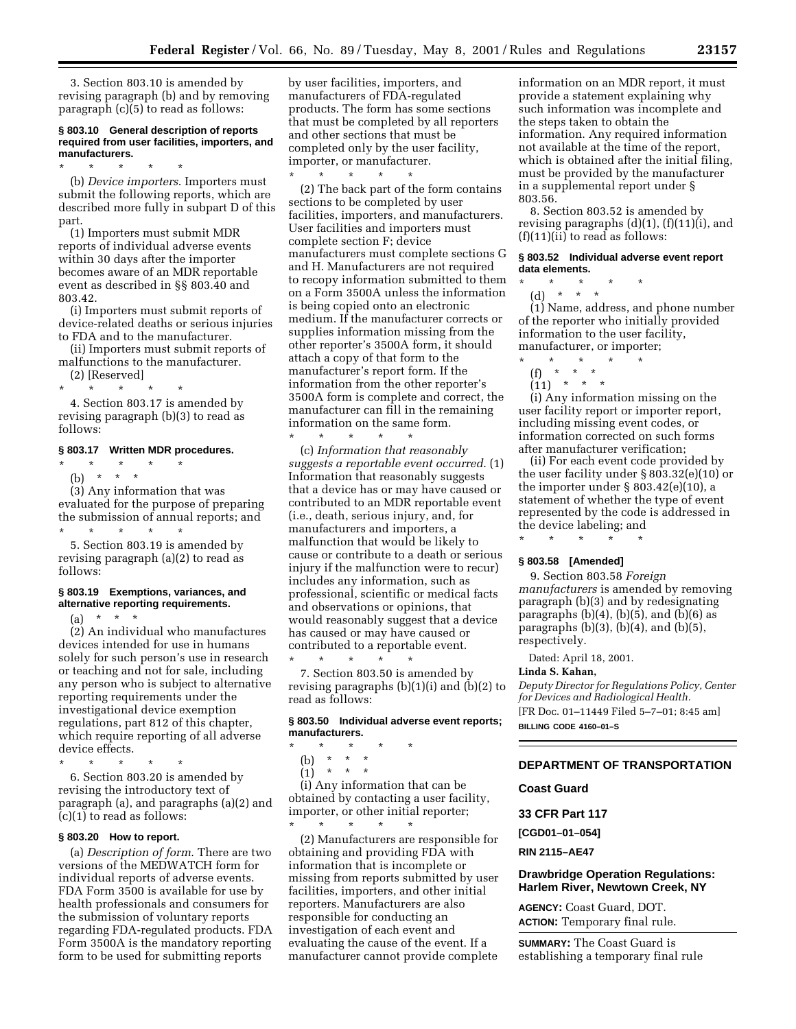3. Section 803.10 is amended by revising paragraph (b) and by removing paragraph (c)(5) to read as follows:

### § 803.10 General description of reports required from user facilities, importers, and manufacturers.

\* \* \* \* \*

(b) *Device importers*. Importers must submit the following reports, which are described more fully in subpart D of this part.

(1) Importers must submit MDR reports of individual adverse events within 30 days after the importer becomes aware of an MDR reportable event as described in §§ 803.40 and 803.42.

(i) Importers must submit reports of device-related deaths or serious injuries to FDA and to the manufacturer.

(ii) Importers must submit reports of malfunctions to the manufacturer.

(2) [Reserved]

\* \* \* \* \*

4. Section 803.17 is amended by revising paragraph (b)(3) to read as follows:

### § 803.17 Written MDR procedures.

\* \* \* \* \*

(b) \* \* \*

(3) Any information that was evaluated for the purpose of preparing the submission of annual reports; and

\* \* \* \* \*

5. Section 803.19 is amended by revising paragraph (a)(2) to read as follows:

### § 803.19 Exemptions, variances, and alternative reporting requirements.

(a) \* \* \*

(2) An individual who manufactures devices intended for use in humans solely for such person's use in research or teaching and not for sale, including any person who is subject to alternative reporting requirements under the investigational device exemption regulations, part 812 of this chapter, which require reporting of all adverse device effects.

\* \* \* \* \*

6. Section 803.20 is amended by revising the introductory text of paragraph (a), and paragraphs (a)(2) and (c)(1) to read as follows:

### § 803.20 How to report.

(a) *Description of form.* There are two versions of the MEDWATCH form for individual reports of adverse events. FDA Form 3500 is available for use by health professionals and consumers for the submission of voluntary reports regarding FDA-regulated products. FDA Form 3500A is the mandatory reporting form to be used for submitting reports by user facilities, importers, and manufacturers of FDA-regulated products. The form has some sections that must be completed by all reporters and other sections that must be completed only by the user facility, importer, or manufacturer.

\* \* \* \* \*

(2) The back part of the form contains sections to be completed by user facilities, importers, and manufacturers. User facilities and importers must complete section F; device manufacturers must complete sections G and H. Manufacturers are not required to recopy information submitted to them on a Form 3500A unless the information is being copied onto an electronic medium. If the manufacturer corrects or supplies information missing from the other reporter's 3500A form, it should attach a copy of that form to the manufacturer's report form. If the information from the other reporter's 3500A form is complete and correct, the manufacturer can fill in the remaining information on the same form.

\* \* \* \* \*

(c) *Information that reasonably suggests a reportable event occurred.* (1) Information that reasonably suggests that a device has or may have caused or contributed to an MDR reportable event (i.e., death, serious injury, and, for manufacturers and importers, a malfunction that would be likely to cause or contribute to a death or serious injury if the malfunction were to recur) includes any information, such as professional, scientific or medical facts and observations or opinions, that would reasonably suggest that a device has caused or may have caused or contributed to a reportable event.

\* \* \* \* \*

7. Section 803.50 is amended by revising paragraphs (b)(1)(i) and (b)(2) to read as follows:

### § 803.50 Individual adverse event reports; manufacturers.

\* \* \* \* \*

(b) \* \* \*

(1) \* \* \*

(i) Any information that can be obtained by contacting a user facility, importer, or other initial reporter;

\* \* \* \* \*

(2) Manufacturers are responsible for obtaining and providing FDA with information that is incomplete or missing from reports submitted by user facilities, importers, and other initial reporters. Manufacturers are also responsible for conducting an investigation of each event and evaluating the cause of the event. If a manufacturer cannot provide complete information on an MDR report, it must provide a statement explaining why such information was incomplete and the steps taken to obtain the information. Any required information not available at the time of the report, which is obtained after the initial filing, must be provided by the manufacturer in a supplemental report under § 803.56.

8. Section 803.52 is amended by revising paragraphs (d)(1), (f)(11)(i), and (f)(11)(ii) to read as follows:

### § 803.52 Individual adverse event report data elements.

\* \* \* \* \*

(d) \* \* \*

(1) Name, address, and phone number of the reporter who initially provided information to the user facility, manufacturer, or importer;

\* \* \* \* \*

(f) \* \* \*

(11) \* \* \*

(i) Any information missing on the user facility report or importer report, including missing event codes, or information corrected on such forms after manufacturer verification;

(ii) For each event code provided by the user facility under § 803.32(e)(10) or the importer under § 803.42(e)(10), a statement of whether the type of event represented by the code is addressed in the device labeling; and

\* \* \* \* \*

### § 803.58 [Amended]

9. Section 803.58 *Foreign manufacturers* is amended by removing paragraph (b)(3) and by redesignating paragraphs (b)(4), (b)(5), and (b)(6) as paragraphs (b)(3), (b)(4), and (b)(5), respectively.

Dated: April 18, 2001.

**Linda S. Kahan,**

*Deputy Director for Regulations Policy, Center for Devices and Radiological Health.*

[FR Doc. 01–11449 Filed 5–7–01; 8:45 am]

**BILLING CODE 4160–01–S**

## DEPARTMENT OF TRANSPORTATION

## Coast Guard

## 33 CFR Part 117

**[CGD01–01–054]**

**RIN 2115–AE47**

## Drawbridge Operation Regulations: Harlem River, Newtown Creek, NY

**AGENCY:** Coast Guard, DOT.

**ACTION:** Temporary final rule.

**SUMMARY:** The Coast Guard is establishing a temporary final rule